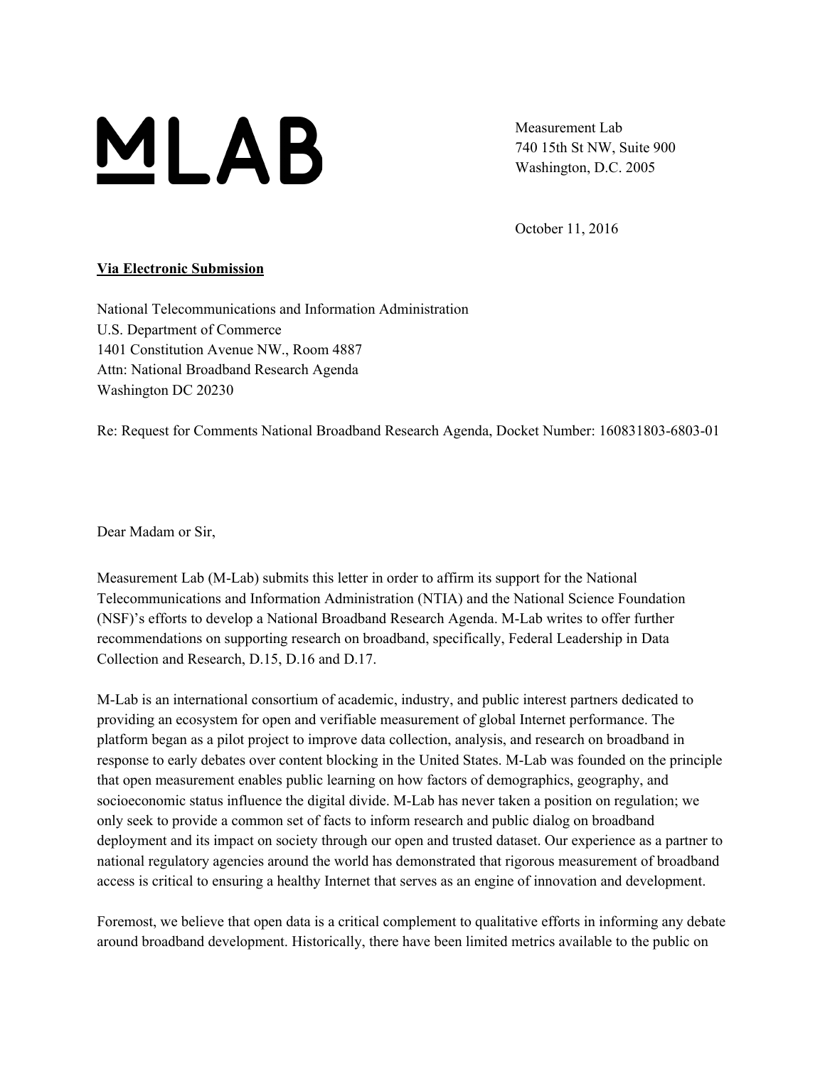# MLAB

Measurement Lab
740 15th St NW, Suite 900
Washington, D.C. 2005

October 11, 2016

**Via Electronic Submission**

National Telecommunications and Information Administration
U.S. Department of Commerce
1401 Constitution Avenue NW., Room 4887
Attn: National Broadband Research Agenda
Washington DC 20230

Re: Request for Comments National Broadband Research Agenda, Docket Number: 160831803-6803-01

Dear Madam or Sir,

Measurement Lab (M-Lab) submits this letter in order to affirm its support for the National Telecommunications and Information Administration (NTIA) and the National Science Foundation (NSF)'s efforts to develop a National Broadband Research Agenda. M-Lab writes to offer further recommendations on supporting research on broadband, specifically, Federal Leadership in Data Collection and Research, D.15, D.16 and D.17.

M-Lab is an international consortium of academic, industry, and public interest partners dedicated to providing an ecosystem for open and verifiable measurement of global Internet performance. The platform began as a pilot project to improve data collection, analysis, and research on broadband in response to early debates over content blocking in the United States. M-Lab was founded on the principle that open measurement enables public learning on how factors of demographics, geography, and socioeconomic status influence the digital divide. M-Lab has never taken a position on regulation; we only seek to provide a common set of facts to inform research and public dialog on broadband deployment and its impact on society through our open and trusted dataset. Our experience as a partner to national regulatory agencies around the world has demonstrated that rigorous measurement of broadband access is critical to ensuring a healthy Internet that serves as an engine of innovation and development.

Foremost, we believe that open data is a critical complement to qualitative efforts in informing any debate around broadband development. Historically, there have been limited metrics available to the public on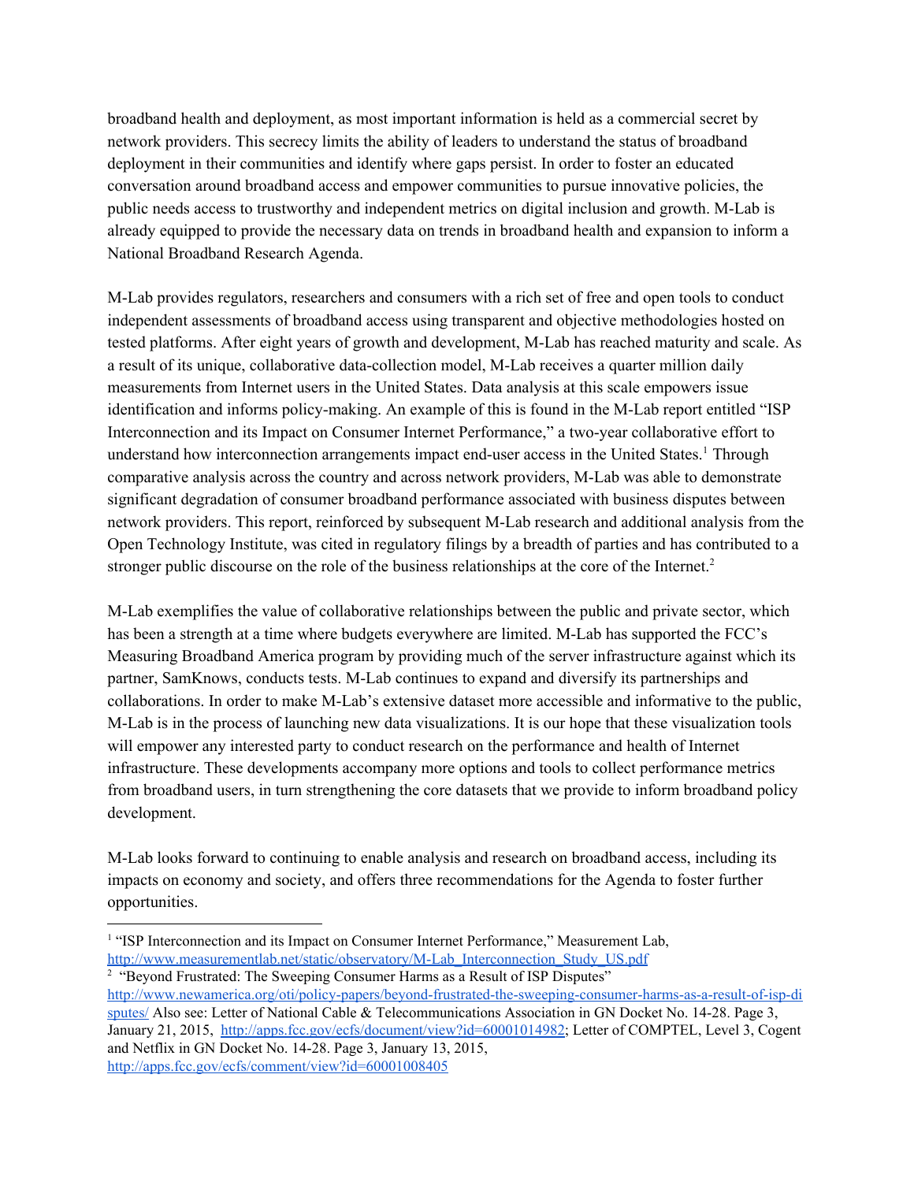broadband health and deployment, as most important information is held as a commercial secret by network providers. This secrecy limits the ability of leaders to understand the status of broadband deployment in their communities and identify where gaps persist. In order to foster an educated conversation around broadband access and empower communities to pursue innovative policies, the public needs access to trustworthy and independent metrics on digital inclusion and growth. M-Lab is already equipped to provide the necessary data on trends in broadband health and expansion to inform a National Broadband Research Agenda.

M-Lab provides regulators, researchers and consumers with a rich set of free and open tools to conduct independent assessments of broadband access using transparent and objective methodologies hosted on tested platforms. After eight years of growth and development, M-Lab has reached maturity and scale. As a result of its unique, collaborative data-collection model, M-Lab receives a quarter million daily measurements from Internet users in the United States. Data analysis at this scale empowers issue identification and informs policy-making. An example of this is found in the M-Lab report entitled "ISP Interconnection and its Impact on Consumer Internet Performance," a two-year collaborative effort to understand how interconnection arrangements impact end-user access in the United States.[1] Through comparative analysis across the country and across network providers, M-Lab was able to demonstrate significant degradation of consumer broadband performance associated with business disputes between network providers. This report, reinforced by subsequent M-Lab research and additional analysis from the Open Technology Institute, was cited in regulatory filings by a breadth of parties and has contributed to a stronger public discourse on the role of the business relationships at the core of the Internet.[2]

M-Lab exemplifies the value of collaborative relationships between the public and private sector, which has been a strength at a time where budgets everywhere are limited. M-Lab has supported the FCC's Measuring Broadband America program by providing much of the server infrastructure against which its partner, SamKnows, conducts tests. M-Lab continues to expand and diversify its partnerships and collaborations. In order to make M-Lab's extensive dataset more accessible and informative to the public, M-Lab is in the process of launching new data visualizations. It is our hope that these visualization tools will empower any interested party to conduct research on the performance and health of Internet infrastructure. These developments accompany more options and tools to collect performance metrics from broadband users, in turn strengthening the core datasets that we provide to inform broadband policy development.

M-Lab looks forward to continuing to enable analysis and research on broadband access, including its impacts on economy and society, and offers three recommendations for the Agenda to foster further opportunities.

---

[1] "ISP Interconnection and its Impact on Consumer Internet Performance," Measurement Lab, http://www.measurementlab.net/static/observatory/M-Lab_Interconnection_Study_US.pdf

[2] "Beyond Frustrated: The Sweeping Consumer Harms as a Result of ISP Disputes" http://www.newamerica.org/oti/policy-papers/beyond-frustrated-the-sweeping-consumer-harms-as-a-result-of-isp-disputes/ Also see: Letter of National Cable & Telecommunications Association in GN Docket No. 14-28. Page 3, January 21, 2015, http://apps.fcc.gov/ecfs/document/view?id=60001014982; Letter of COMPTEL, Level 3, Cogent and Netflix in GN Docket No. 14-28. Page 3, January 13, 2015, http://apps.fcc.gov/ecfs/comment/view?id=60001008405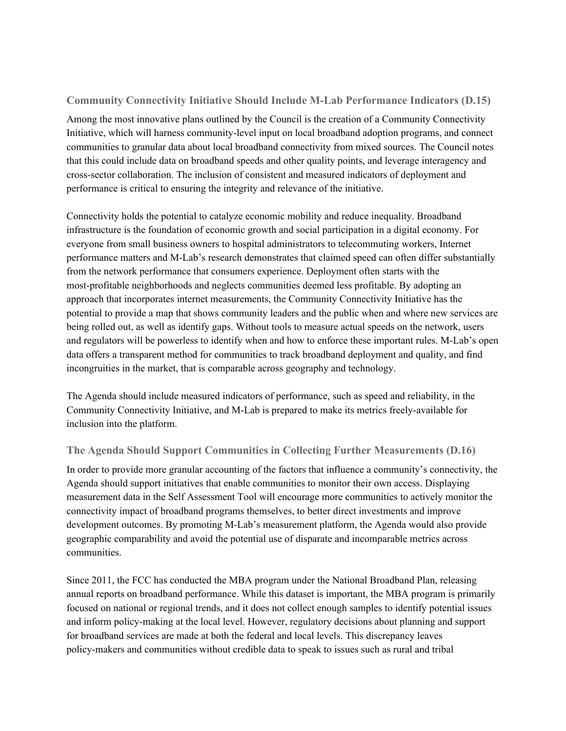### Community Connectivity Initiative Should Include M-Lab Performance Indicators (D.15)

Among the most innovative plans outlined by the Council is the creation of a Community Connectivity Initiative, which will harness community-level input on local broadband adoption programs, and connect communities to granular data about local broadband connectivity from mixed sources. The Council notes that this could include data on broadband speeds and other quality points, and leverage interagency and cross-sector collaboration. The inclusion of consistent and measured indicators of deployment and performance is critical to ensuring the integrity and relevance of the initiative.

Connectivity holds the potential to catalyze economic mobility and reduce inequality. Broadband infrastructure is the foundation of economic growth and social participation in a digital economy. For everyone from small business owners to hospital administrators to telecommuting workers, Internet performance matters and M-Lab's research demonstrates that claimed speed can often differ substantially from the network performance that consumers experience. Deployment often starts with the most-profitable neighborhoods and neglects communities deemed less profitable. By adopting an approach that incorporates internet measurements, the Community Connectivity Initiative has the potential to provide a map that shows community leaders and the public when and where new services are being rolled out, as well as identify gaps. Without tools to measure actual speeds on the network, users and regulators will be powerless to identify when and how to enforce these important rules. M-Lab's open data offers a transparent method for communities to track broadband deployment and quality, and find incongruities in the market, that is comparable across geography and technology.

The Agenda should include measured indicators of performance, such as speed and reliability, in the Community Connectivity Initiative, and M-Lab is prepared to make its metrics freely-available for inclusion into the platform.

### The Agenda Should Support Communities in Collecting Further Measurements (D.16)

In order to provide more granular accounting of the factors that influence a community's connectivity, the Agenda should support initiatives that enable communities to monitor their own access. Displaying measurement data in the Self Assessment Tool will encourage more communities to actively monitor the connectivity impact of broadband programs themselves, to better direct investments and improve development outcomes. By promoting M-Lab's measurement platform, the Agenda would also provide geographic comparability and avoid the potential use of disparate and incomparable metrics across communities.

Since 2011, the FCC has conducted the MBA program under the National Broadband Plan, releasing annual reports on broadband performance. While this dataset is important, the MBA program is primarily focused on national or regional trends, and it does not collect enough samples to identify potential issues and inform policy-making at the local level. However, regulatory decisions about planning and support for broadband services are made at both the federal and local levels. This discrepancy leaves policy-makers and communities without credible data to speak to issues such as rural and tribal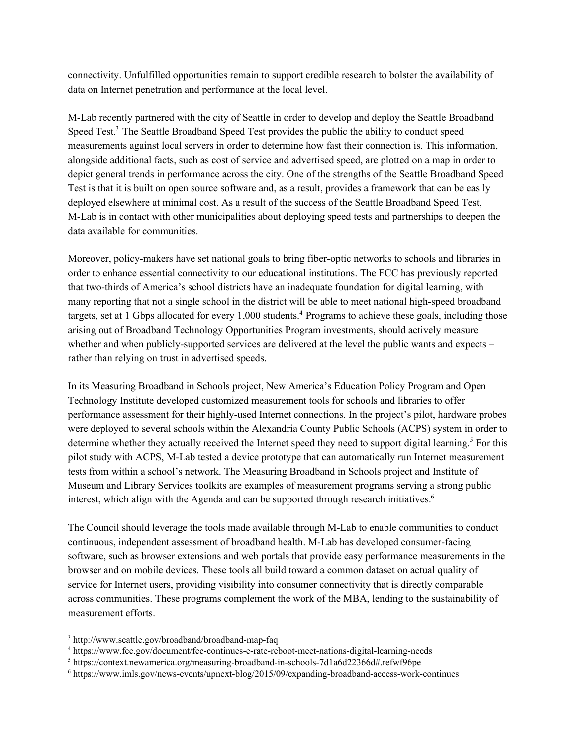connectivity. Unfulfilled opportunities remain to support credible research to bolster the availability of data on Internet penetration and performance at the local level.

M-Lab recently partnered with the city of Seattle in order to develop and deploy the Seattle Broadband Speed Test.[3] The Seattle Broadband Speed Test provides the public the ability to conduct speed measurements against local servers in order to determine how fast their connection is. This information, alongside additional facts, such as cost of service and advertised speed, are plotted on a map in order to depict general trends in performance across the city. One of the strengths of the Seattle Broadband Speed Test is that it is built on open source software and, as a result, provides a framework that can be easily deployed elsewhere at minimal cost. As a result of the success of the Seattle Broadband Speed Test, M-Lab is in contact with other municipalities about deploying speed tests and partnerships to deepen the data available for communities.

Moreover, policy-makers have set national goals to bring fiber-optic networks to schools and libraries in order to enhance essential connectivity to our educational institutions. The FCC has previously reported that two-thirds of America's school districts have an inadequate foundation for digital learning, with many reporting that not a single school in the district will be able to meet national high-speed broadband targets, set at 1 Gbps allocated for every 1,000 students.[4] Programs to achieve these goals, including those arising out of Broadband Technology Opportunities Program investments, should actively measure whether and when publicly-supported services are delivered at the level the public wants and expects – rather than relying on trust in advertised speeds.

In its Measuring Broadband in Schools project, New America's Education Policy Program and Open Technology Institute developed customized measurement tools for schools and libraries to offer performance assessment for their highly-used Internet connections. In the project's pilot, hardware probes were deployed to several schools within the Alexandria County Public Schools (ACPS) system in order to determine whether they actually received the Internet speed they need to support digital learning.[5] For this pilot study with ACPS, M-Lab tested a device prototype that can automatically run Internet measurement tests from within a school's network. The Measuring Broadband in Schools project and Institute of Museum and Library Services toolkits are examples of measurement programs serving a strong public interest, which align with the Agenda and can be supported through research initiatives.[6]

The Council should leverage the tools made available through M-Lab to enable communities to conduct continuous, independent assessment of broadband health. M-Lab has developed consumer-facing software, such as browser extensions and web portals that provide easy performance measurements in the browser and on mobile devices. These tools all build toward a common dataset on actual quality of service for Internet users, providing visibility into consumer connectivity that is directly comparable across communities. These programs complement the work of the MBA, lending to the sustainability of measurement efforts.

---

[3] http://www.seattle.gov/broadband/broadband-map-faq

[4] https://www.fcc.gov/document/fcc-continues-e-rate-reboot-meet-nations-digital-learning-needs

[5] https://context.newamerica.org/measuring-broadband-in-schools-7d1a6d22366d#.refwf96pe

[6] https://www.imls.gov/news-events/upnext-blog/2015/09/expanding-broadband-access-work-continues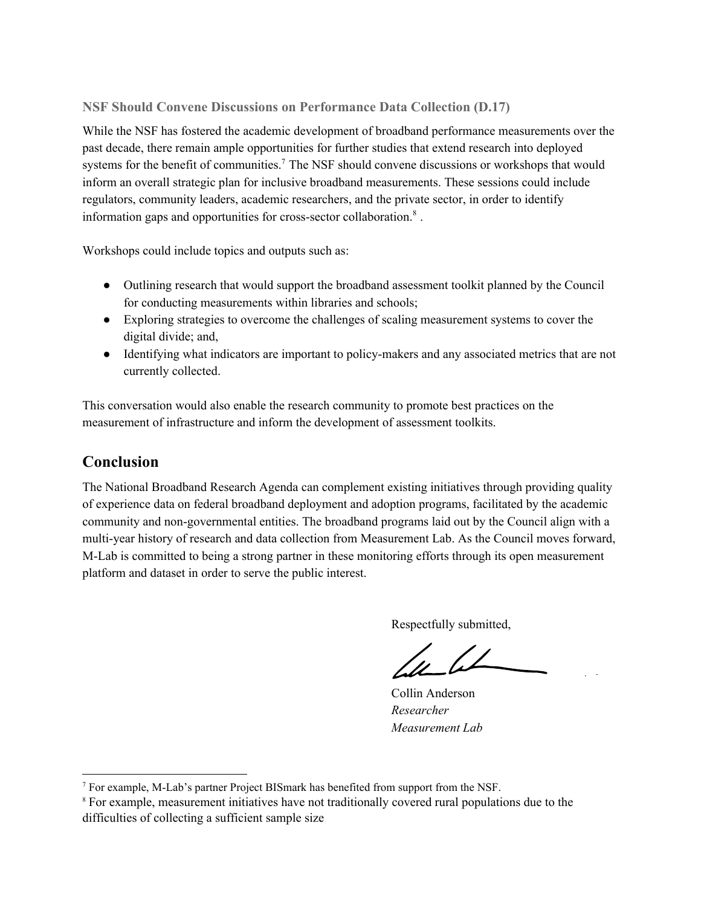### NSF Should Convene Discussions on Performance Data Collection (D.17)

While the NSF has fostered the academic development of broadband performance measurements over the past decade, there remain ample opportunities for further studies that extend research into deployed systems for the benefit of communities.[7] The NSF should convene discussions or workshops that would inform an overall strategic plan for inclusive broadband measurements. These sessions could include regulators, community leaders, academic researchers, and the private sector, in order to identify information gaps and opportunities for cross-sector collaboration.[8] .

Workshops could include topics and outputs such as:

- Outlining research that would support the broadband assessment toolkit planned by the Council for conducting measurements within libraries and schools;
- Exploring strategies to overcome the challenges of scaling measurement systems to cover the digital divide; and,
- Identifying what indicators are important to policy-makers and any associated metrics that are not currently collected.

This conversation would also enable the research community to promote best practices on the measurement of infrastructure and inform the development of assessment toolkits.

## Conclusion

The National Broadband Research Agenda can complement existing initiatives through providing quality of experience data on federal broadband deployment and adoption programs, facilitated by the academic community and non-governmental entities. The broadband programs laid out by the Council align with a multi-year history of research and data collection from Measurement Lab. As the Council moves forward, M-Lab is committed to being a strong partner in these monitoring efforts through its open measurement platform and dataset in order to serve the public interest.

Respectfully submitted,

Collin Anderson
*Researcher*
*Measurement Lab*

---

[7] For example, M-Lab's partner Project BISmark has benefited from support from the NSF.

[8] For example, measurement initiatives have not traditionally covered rural populations due to the difficulties of collecting a sufficient sample size